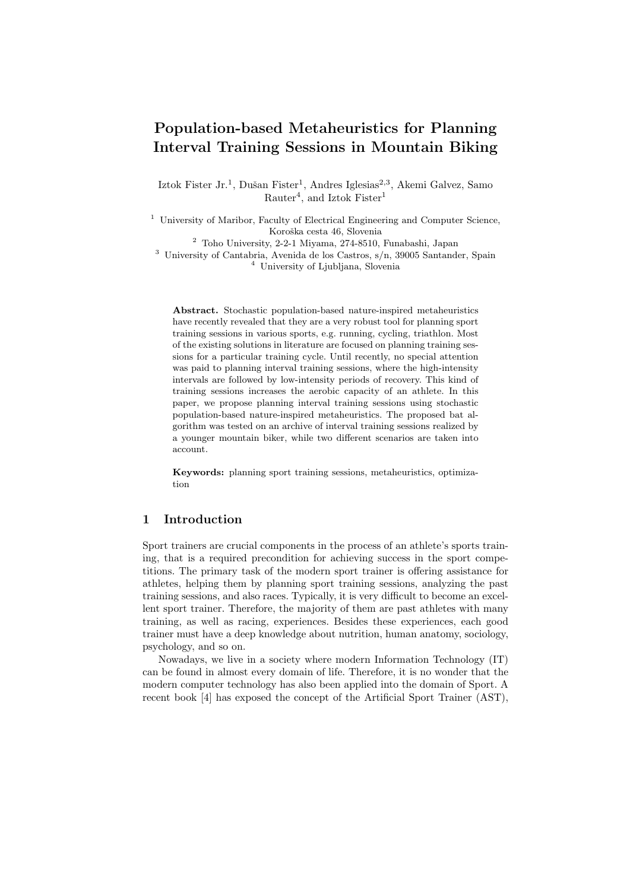# Population-based Metaheuristics for Planning Interval Training Sessions in Mountain Biking

Iztok Fister Jr.[1], Dušan Fister[1], Andres Iglesias[2,3], Akemi Galvez, Samo Rauter[4], and Iztok Fister[1]

[1] University of Maribor, Faculty of Electrical Engineering and Computer Science, Koroška cesta 46, Slovenia

[2] Toho University, 2-2-1 Miyama, 274-8510, Funabashi, Japan

[3] University of Cantabria, Avenida de los Castros, s/n, 39005 Santander, Spain

[4] University of Ljubljana, Slovenia

**Abstract.** Stochastic population-based nature-inspired metaheuristics have recently revealed that they are a very robust tool for planning sport training sessions in various sports, e.g. running, cycling, triathlon. Most of the existing solutions in literature are focused on planning training sessions for a particular training cycle. Until recently, no special attention was paid to planning interval training sessions, where the high-intensity intervals are followed by low-intensity periods of recovery. This kind of training sessions increases the aerobic capacity of an athlete. In this paper, we propose planning interval training sessions using stochastic population-based nature-inspired metaheuristics. The proposed bat algorithm was tested on an archive of interval training sessions realized by a younger mountain biker, while two different scenarios are taken into account.

**Keywords:** planning sport training sessions, metaheuristics, optimization

## 1 Introduction

Sport trainers are crucial components in the process of an athlete's sports training, that is a required precondition for achieving success in the sport competitions. The primary task of the modern sport trainer is offering assistance for athletes, helping them by planning sport training sessions, analyzing the past training sessions, and also races. Typically, it is very difficult to become an excellent sport trainer. Therefore, the majority of them are past athletes with many training, as well as racing, experiences. Besides these experiences, each good trainer must have a deep knowledge about nutrition, human anatomy, sociology, psychology, and so on.

Nowadays, we live in a society where modern Information Technology (IT) can be found in almost every domain of life. Therefore, it is no wonder that the modern computer technology has also been applied into the domain of Sport. A recent book [4] has exposed the concept of the Artificial Sport Trainer (AST),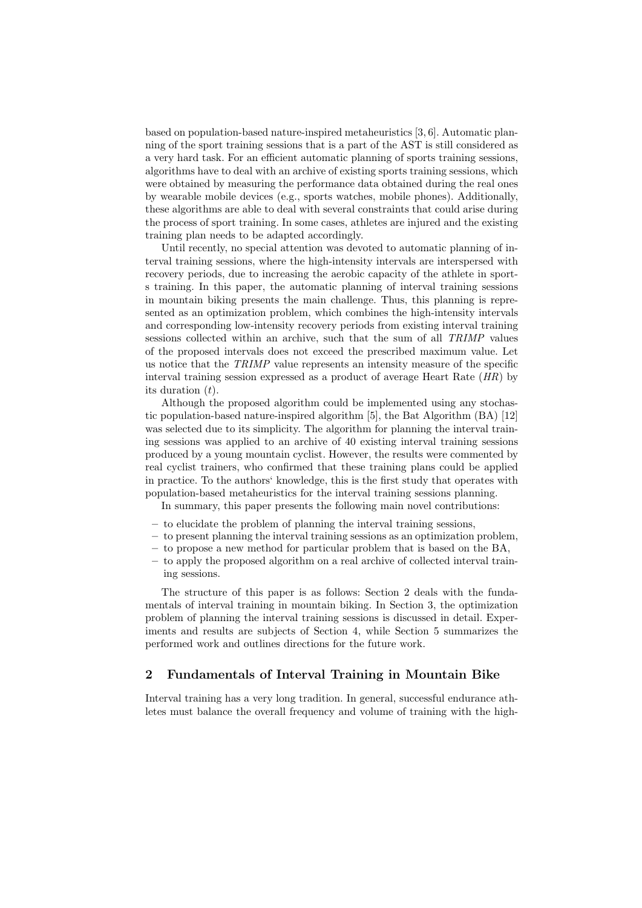based on population-based nature-inspired metaheuristics [3, 6]. Automatic planning of the sport training sessions that is a part of the AST is still considered as a very hard task. For an efficient automatic planning of sports training sessions, algorithms have to deal with an archive of existing sports training sessions, which were obtained by measuring the performance data obtained during the real ones by wearable mobile devices (e.g., sports watches, mobile phones). Additionally, these algorithms are able to deal with several constraints that could arise during the process of sport training. In some cases, athletes are injured and the existing training plan needs to be adapted accordingly.

Until recently, no special attention was devoted to automatic planning of interval training sessions, where the high-intensity intervals are interspersed with recovery periods, due to increasing the aerobic capacity of the athlete in sports training. In this paper, the automatic planning of interval training sessions in mountain biking presents the main challenge. Thus, this planning is represented as an optimization problem, which combines the high-intensity intervals and corresponding low-intensity recovery periods from existing interval training sessions collected within an archive, such that the sum of all *TRIMP* values of the proposed intervals does not exceed the prescribed maximum value. Let us notice that the *TRIMP* value represents an intensity measure of the specific interval training session expressed as a product of average Heart Rate (*HR*) by its duration ($t$).

Although the proposed algorithm could be implemented using any stochastic population-based nature-inspired algorithm [5], the Bat Algorithm (BA) [12] was selected due to its simplicity. The algorithm for planning the interval training sessions was applied to an archive of 40 existing interval training sessions produced by a young mountain cyclist. However, the results were commented by real cyclist trainers, who confirmed that these training plans could be applied in practice. To the authors‘ knowledge, this is the first study that operates with population-based metaheuristics for the interval training sessions planning.

In summary, this paper presents the following main novel contributions:

- to elucidate the problem of planning the interval training sessions,
- to present planning the interval training sessions as an optimization problem,
- to propose a new method for particular problem that is based on the BA,
- to apply the proposed algorithm on a real archive of collected interval training sessions.

The structure of this paper is as follows: Section 2 deals with the fundamentals of interval training in mountain biking. In Section 3, the optimization problem of planning the interval training sessions is discussed in detail. Experiments and results are subjects of Section 4, while Section 5 summarizes the performed work and outlines directions for the future work.

## 2 Fundamentals of Interval Training in Mountain Bike

Interval training has a very long tradition. In general, successful endurance athletes must balance the overall frequency and volume of training with the high-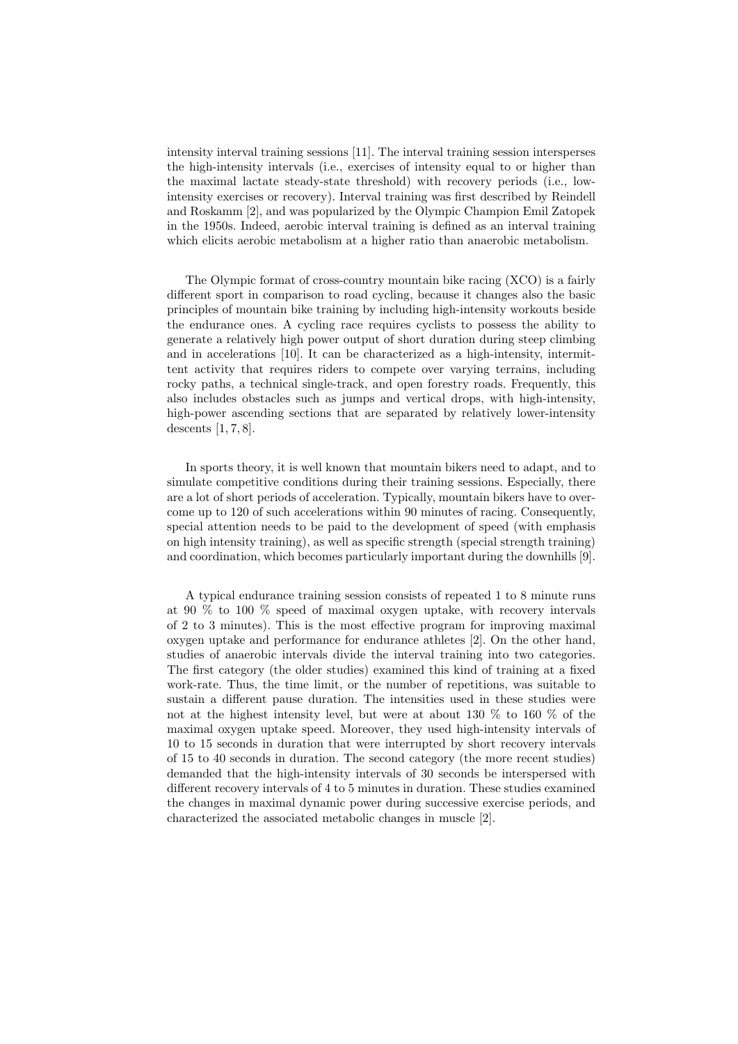intensity interval training sessions [11]. The interval training session intersperses the high-intensity intervals (i.e., exercises of intensity equal to or higher than the maximal lactate steady-state threshold) with recovery periods (i.e., low-intensity exercises or recovery). Interval training was first described by Reindell and Roskamm [2], and was popularized by the Olympic Champion Emil Zatopek in the 1950s. Indeed, aerobic interval training is defined as an interval training which elicits aerobic metabolism at a higher ratio than anaerobic metabolism.

The Olympic format of cross-country mountain bike racing (XCO) is a fairly different sport in comparison to road cycling, because it changes also the basic principles of mountain bike training by including high-intensity workouts beside the endurance ones. A cycling race requires cyclists to possess the ability to generate a relatively high power output of short duration during steep climbing and in accelerations [10]. It can be characterized as a high-intensity, intermittent activity that requires riders to compete over varying terrains, including rocky paths, a technical single-track, and open forestry roads. Frequently, this also includes obstacles such as jumps and vertical drops, with high-intensity, high-power ascending sections that are separated by relatively lower-intensity descents [1, 7, 8].

In sports theory, it is well known that mountain bikers need to adapt, and to simulate competitive conditions during their training sessions. Especially, there are a lot of short periods of acceleration. Typically, mountain bikers have to overcome up to 120 of such accelerations within 90 minutes of racing. Consequently, special attention needs to be paid to the development of speed (with emphasis on high intensity training), as well as specific strength (special strength training) and coordination, which becomes particularly important during the downhills [9].

A typical endurance training session consists of repeated 1 to 8 minute runs at 90 % to 100 % speed of maximal oxygen uptake, with recovery intervals of 2 to 3 minutes). This is the most effective program for improving maximal oxygen uptake and performance for endurance athletes [2]. On the other hand, studies of anaerobic intervals divide the interval training into two categories. The first category (the older studies) examined this kind of training at a fixed work-rate. Thus, the time limit, or the number of repetitions, was suitable to sustain a different pause duration. The intensities used in these studies were not at the highest intensity level, but were at about 130 % to 160 % of the maximal oxygen uptake speed. Moreover, they used high-intensity intervals of 10 to 15 seconds in duration that were interrupted by short recovery intervals of 15 to 40 seconds in duration. The second category (the more recent studies) demanded that the high-intensity intervals of 30 seconds be interspersed with different recovery intervals of 4 to 5 minutes in duration. These studies examined the changes in maximal dynamic power during successive exercise periods, and characterized the associated metabolic changes in muscle [2].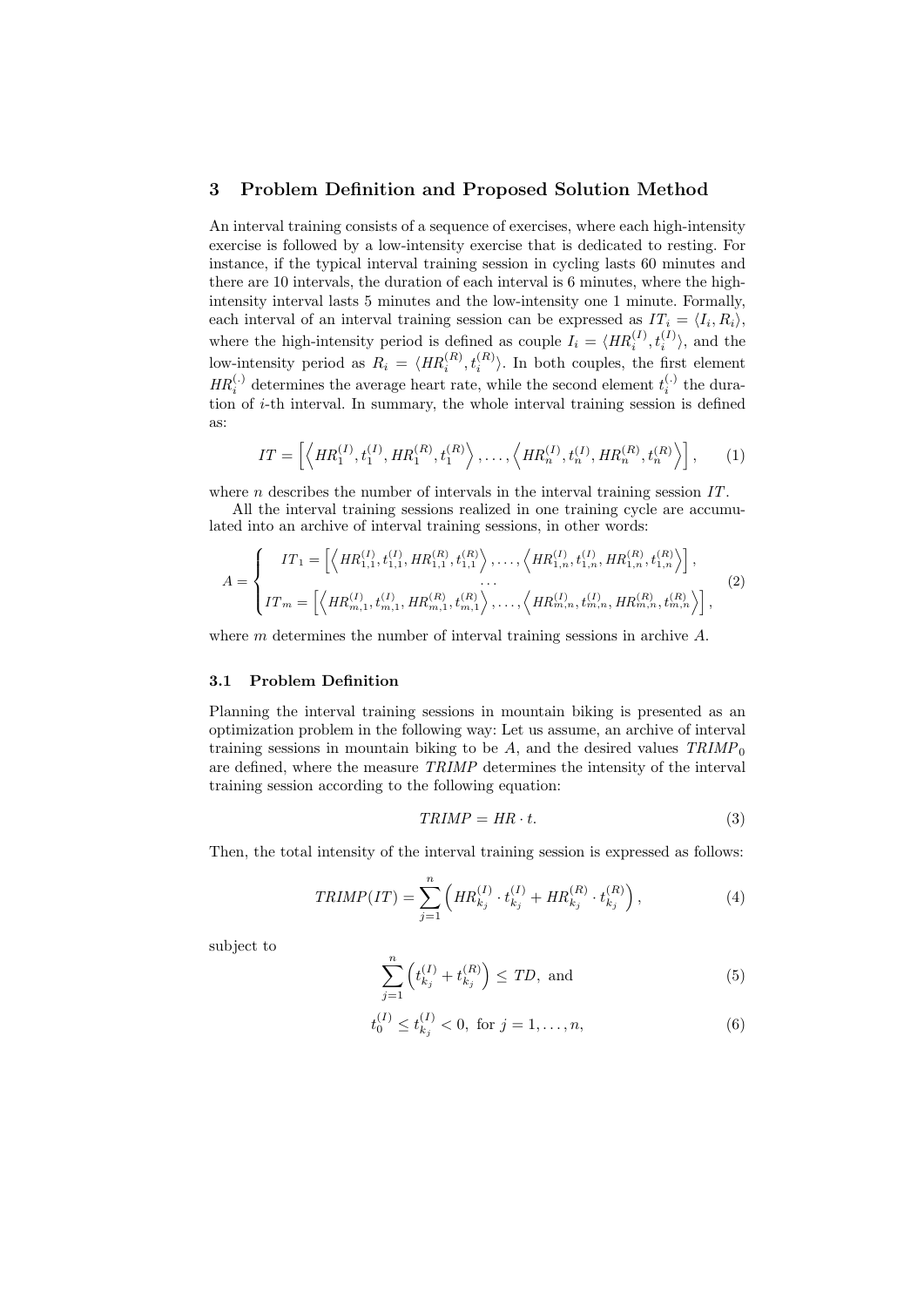## 3 Problem Definition and Proposed Solution Method

An interval training consists of a sequence of exercises, where each high-intensity exercise is followed by a low-intensity exercise that is dedicated to resting. For instance, if the typical interval training session in cycling lasts 60 minutes and there are 10 intervals, the duration of each interval is 6 minutes, where the high-intensity interval lasts 5 minutes and the low-intensity one 1 minute. Formally, each interval of an interval training session can be expressed as $IT_i = \langle I_i, R_i \rangle$, where the high-intensity period is defined as couple $I_i = \langle HR_i^{(I)}, t_i^{(I)} \rangle$, and the low-intensity period as $R_i = \langle HR_i^{(R)}, t_i^{(R)} \rangle$. In both couples, the first element $HR_i^{(\cdot)}$ determines the average heart rate, while the second element $t_i^{(\cdot)}$ the duration of $i$-th interval. In summary, the whole interval training session is defined as:

$$IT = \left[ \left\langle HR_1^{(I)}, t_1^{(I)}, HR_1^{(R)}, t_1^{(R)} \right\rangle, \ldots, \left\langle HR_n^{(I)}, t_n^{(I)}, HR_n^{(R)}, t_n^{(R)} \right\rangle \right], \tag{1}$$

where $n$ describes the number of intervals in the interval training session $IT$.

All the interval training sessions realized in one training cycle are accumulated into an archive of interval training sessions, in other words:

$$A = \begin{cases} IT_1 = \left[ \left\langle HR_{1,1}^{(I)}, t_{1,1}^{(I)}, HR_{1,1}^{(R)}, t_{1,1}^{(R)} \right\rangle, \ldots, \left\langle HR_{1,n}^{(I)}, t_{1,n}^{(I)}, HR_{1,n}^{(R)}, t_{1,n}^{(R)} \right\rangle \right], \\ \ldots \\ IT_m = \left[ \left\langle HR_{m,1}^{(I)}, t_{m,1}^{(I)}, HR_{m,1}^{(R)}, t_{m,1}^{(R)} \right\rangle, \ldots, \left\langle HR_{m,n}^{(I)}, t_{m,n}^{(I)}, HR_{m,n}^{(R)}, t_{m,n}^{(R)} \right\rangle \right], \end{cases} \tag{2}$$

where $m$ determines the number of interval training sessions in archive $A$.

### 3.1 Problem Definition

Planning the interval training sessions in mountain biking is presented as an optimization problem in the following way: Let us assume, an archive of interval training sessions in mountain biking to be $A$, and the desired values $TRIMP_0$ are defined, where the measure $TRIMP$ determines the intensity of the interval training session according to the following equation:

$$TRIMP = HR \cdot t. \tag{3}$$

Then, the total intensity of the interval training session is expressed as follows:

$$TRIMP(IT) = \sum_{j=1}^{n} \left( HR_{k_j}^{(I)} \cdot t_{k_j}^{(I)} + HR_{k_j}^{(R)} \cdot t_{k_j}^{(R)} \right), \tag{4}$$

subject to

$$\sum_{j=1}^{n} \left( t_{k_j}^{(I)} + t_{k_j}^{(R)} \right) \leq TD, \text{ and} \tag{5}$$

$$t_0^{(I)} \leq t_{k_j}^{(I)} < 0, \text{ for } j = 1, \ldots, n, \tag{6}$$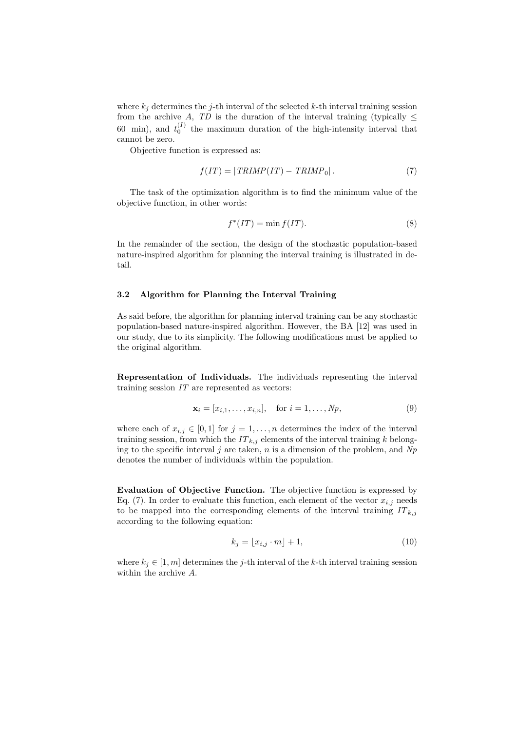where $k_j$ determines the $j$-th interval of the selected $k$-th interval training session from the archive $A$, $TD$ is the duration of the interval training (typically $\leq$ 60 min), and $t_0^{(I)}$ the maximum duration of the high-intensity interval that cannot be zero.

Objective function is expressed as:

$$f(IT) = |\,TRIMP(IT) - TRIMP_0|\,. \tag{7}$$

The task of the optimization algorithm is to find the minimum value of the objective function, in other words:

$$f^*(IT) = \min f(IT). \tag{8}$$

In the remainder of the section, the design of the stochastic population-based nature-inspired algorithm for planning the interval training is illustrated in detail.

### 3.2 Algorithm for Planning the Interval Training

As said before, the algorithm for planning interval training can be any stochastic population-based nature-inspired algorithm. However, the BA [12] was used in our study, due to its simplicity. The following modifications must be applied to the original algorithm.

**Representation of Individuals.** The individuals representing the interval training session $IT$ are represented as vectors:

$$\mathbf{x}_i = [x_{i,1}, \ldots, x_{i,n}], \quad \text{for } i = 1, \ldots, Np, \tag{9}$$

where each of $x_{i,j} \in [0, 1]$ for $j = 1, \ldots, n$ determines the index of the interval training session, from which the $IT_{k,j}$ elements of the interval training $k$ belonging to the specific interval $j$ are taken, $n$ is a dimension of the problem, and $Np$ denotes the number of individuals within the population.

**Evaluation of Objective Function.** The objective function is expressed by Eq. (7). In order to evaluate this function, each element of the vector $x_{i,j}$ needs to be mapped into the corresponding elements of the interval training $IT_{k,j}$ according to the following equation:

$$k_j = \lfloor x_{i,j} \cdot m \rfloor + 1, \tag{10}$$

where $k_j \in [1, m]$ determines the $j$-th interval of the $k$-th interval training session within the archive $A$.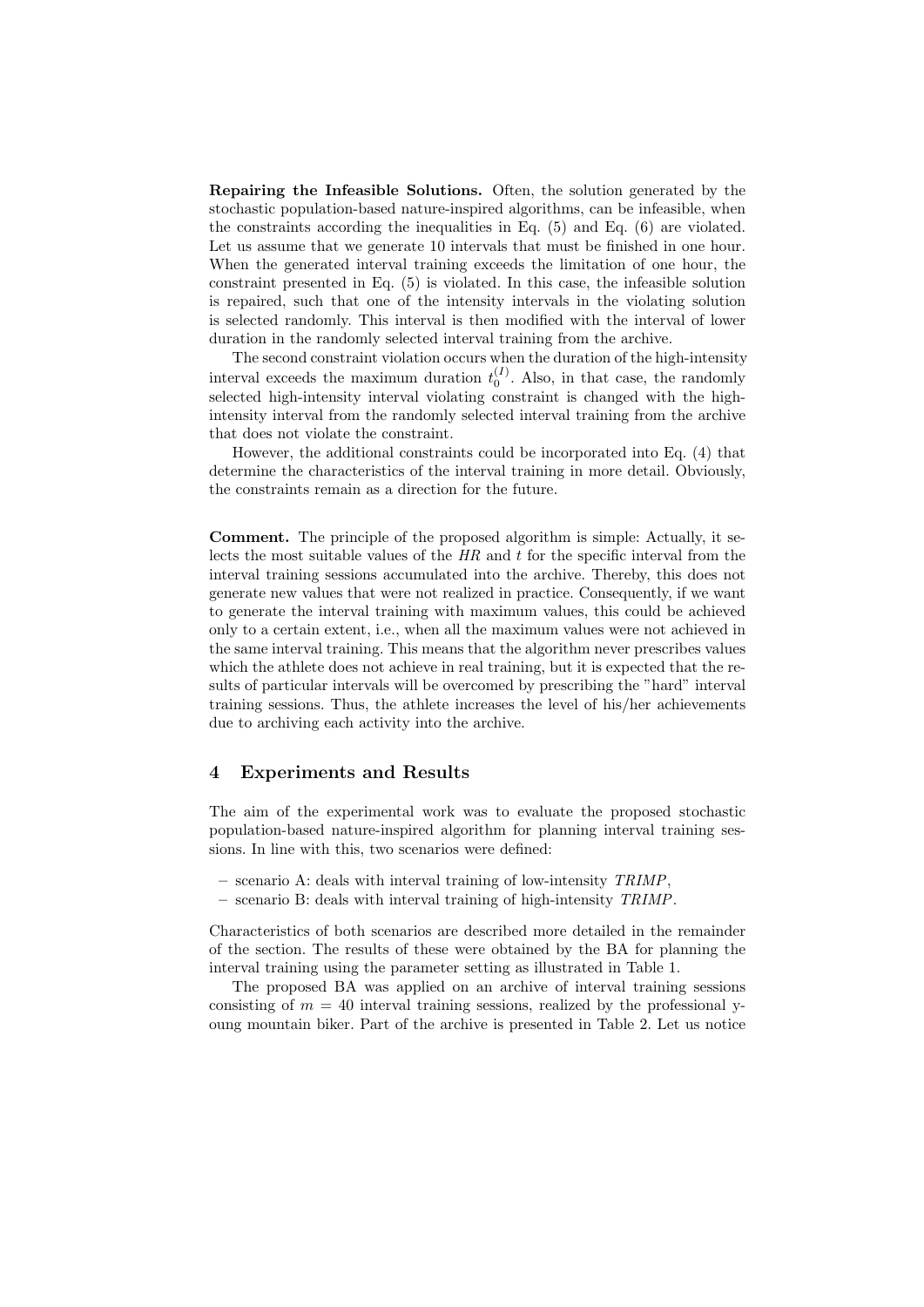**Repairing the Infeasible Solutions.** Often, the solution generated by the stochastic population-based nature-inspired algorithms, can be infeasible, when the constraints according the inequalities in Eq. (5) and Eq. (6) are violated. Let us assume that we generate 10 intervals that must be finished in one hour. When the generated interval training exceeds the limitation of one hour, the constraint presented in Eq. (5) is violated. In this case, the infeasible solution is repaired, such that one of the intensity intervals in the violating solution is selected randomly. This interval is then modified with the interval of lower duration in the randomly selected interval training from the archive.

The second constraint violation occurs when the duration of the high-intensity interval exceeds the maximum duration $t_0^{(I)}$. Also, in that case, the randomly selected high-intensity interval violating constraint is changed with the high-intensity interval from the randomly selected interval training from the archive that does not violate the constraint.

However, the additional constraints could be incorporated into Eq. (4) that determine the characteristics of the interval training in more detail. Obviously, the constraints remain as a direction for the future.

**Comment.** The principle of the proposed algorithm is simple: Actually, it selects the most suitable values of the $HR$ and $t$ for the specific interval from the interval training sessions accumulated into the archive. Thereby, this does not generate new values that were not realized in practice. Consequently, if we want to generate the interval training with maximum values, this could be achieved only to a certain extent, i.e., when all the maximum values were not achieved in the same interval training. This means that the algorithm never prescribes values which the athlete does not achieve in real training, but it is expected that the results of particular intervals will be overcomed by prescribing the "hard" interval training sessions. Thus, the athlete increases the level of his/her achievements due to archiving each activity into the archive.

## 4 Experiments and Results

The aim of the experimental work was to evaluate the proposed stochastic population-based nature-inspired algorithm for planning interval training sessions. In line with this, two scenarios were defined:

- scenario A: deals with interval training of low-intensity *TRIMP*,
- scenario B: deals with interval training of high-intensity *TRIMP*.

Characteristics of both scenarios are described more detailed in the remainder of the section. The results of these were obtained by the BA for planning the interval training using the parameter setting as illustrated in Table 1.

The proposed BA was applied on an archive of interval training sessions consisting of $m = 40$ interval training sessions, realized by the professional young mountain biker. Part of the archive is presented in Table 2. Let us notice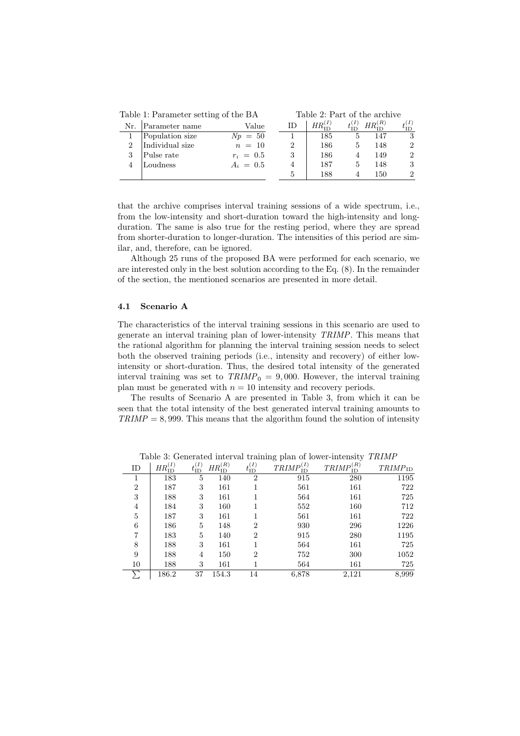Table 1: Parameter setting of the BA

| Nr. | Parameter name | Value |
|---|---|---|
| 1 | Population size | $Np = 50$ |
| 2 | Individual size | $n = 10$ |
| 3 | Pulse rate | $r_i = 0.5$ |
| 4 | Loudness | $A_i = 0.5$ |

Table 2: Part of the archive

| ID | $HR^{(I)}_{\text{ID}}$ | $t^{(I)}_{\text{ID}}$ | $HR^{(R)}_{\text{ID}}$ | $t^{(I)}_{\text{ID}}$ |
|---|---|---|---|---|
| 1 | 185 | 5 | 147 | 3 |
| 2 | 186 | 5 | 148 | 2 |
| 3 | 186 | 4 | 149 | 2 |
| 4 | 187 | 5 | 148 | 3 |
| 5 | 188 | 4 | 150 | 2 |

that the archive comprises interval training sessions of a wide spectrum, i.e., from the low-intensity and short-duration toward the high-intensity and long-duration. The same is also true for the resting period, where they are spread from shorter-duration to longer-duration. The intensities of this period are similar, and, therefore, can be ignored.

Although 25 runs of the proposed BA were performed for each scenario, we are interested only in the best solution according to the Eq. (8). In the remainder of the section, the mentioned scenarios are presented in more detail.

### 4.1 Scenario A

The characteristics of the interval training sessions in this scenario are used to generate an interval training plan of lower-intensity *TRIMP*. This means that the rational algorithm for planning the interval training session needs to select both the observed training periods (i.e., intensity and recovery) of either low-intensity or short-duration. Thus, the desired total intensity of the generated interval training was set to $TRIMP_0 = 9,000$. However, the interval training plan must be generated with $n = 10$ intensity and recovery periods.

The results of Scenario A are presented in Table 3, from which it can be seen that the total intensity of the best generated interval training amounts to $TRIMP = 8,999$. This means that the algorithm found the solution of intensity

Table 3: Generated interval training plan of lower-intensity *TRIMP*

| ID | $HR^{(I)}_{\text{ID}}$ | $t^{(I)}_{\text{ID}}$ | $HR^{(R)}_{\text{ID}}$ | $t^{(I)}_{\text{ID}}$ | $TRIMP^{(I)}_{\text{ID}}$ | $TRIMP^{(R)}_{\text{ID}}$ | $TRIMP_{\text{ID}}$ |
|---|---|---|---|---|---|---|---|
| 1 | 183 | 5 | 140 | 2 | 915 | 280 | 1195 |
| 2 | 187 | 3 | 161 | 1 | 561 | 161 | 722 |
| 3 | 188 | 3 | 161 | 1 | 564 | 161 | 725 |
| 4 | 184 | 3 | 160 | 1 | 552 | 160 | 712 |
| 5 | 187 | 3 | 161 | 1 | 561 | 161 | 722 |
| 6 | 186 | 5 | 148 | 2 | 930 | 296 | 1226 |
| 7 | 183 | 5 | 140 | 2 | 915 | 280 | 1195 |
| 8 | 188 | 3 | 161 | 1 | 564 | 161 | 725 |
| 9 | 188 | 4 | 150 | 2 | 752 | 300 | 1052 |
| 10 | 188 | 3 | 161 | 1 | 564 | 161 | 725 |
| $\sum$ | 186.2 | 37 | 154.3 | 14 | 6,878 | 2,121 | 8,999 |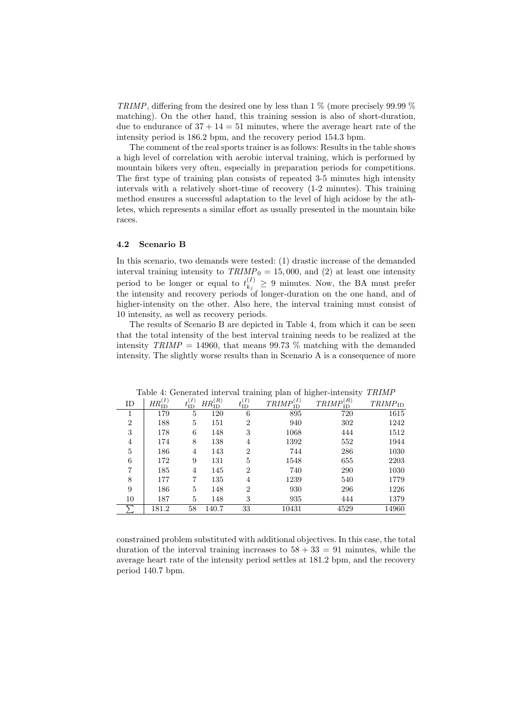*TRIMP*, differing from the desired one by less than 1 % (more precisely 99.99 % matching). On the other hand, this training session is also of short-duration, due to endurance of $37 + 14 = 51$ minutes, where the average heart rate of the intensity period is 186.2 bpm, and the recovery period 154.3 bpm.

The comment of the real sports trainer is as follows: Results in the table shows a high level of correlation with aerobic interval training, which is performed by mountain bikers very often, especially in preparation periods for competitions. The first type of training plan consists of repeated 3-5 minutes high intensity intervals with a relatively short-time of recovery (1-2 minutes). This training method ensures a successful adaptation to the level of high acidose by the athletes, which represents a similar effort as usually presented in the mountain bike races.

### 4.2 Scenario B

In this scenario, two demands were tested: (1) drastic increase of the demanded interval training intensity to $TRIMP_0 = 15,000$, and (2) at least one intensity period to be longer or equal to $t_{k_j}^{(I)} \geq 9$ minutes. Now, the BA must prefer the intensity and recovery periods of longer-duration on the one hand, and of higher-intensity on the other. Also here, the interval training must consist of 10 intensity, as well as recovery periods.

The results of Scenario B are depicted in Table 4, from which it can be seen that the total intensity of the best interval training needs to be realized at the intensity $TRIMP = 14960$, that means 99.73 % matching with the demanded intensity. The slightly worse results than in Scenario A is a consequence of more

Table 4: Generated interval training plan of higher-intensity *TRIMP*

| ID | $HR_{\text{ID}}^{(I)}$ | $t_{\text{ID}}^{(I)}$ | $HR_{\text{ID}}^{(R)}$ | $t_{\text{ID}}^{(I)}$ | $TRIMP_{\text{ID}}^{(I)}$ | $TRIMP_{\text{ID}}^{(R)}$ | $TRIMP_{\text{ID}}$ |
|---|---|---|---|---|---|---|---|
| 1 | 179 | 5 | 120 | 6 | 895 | 720 | 1615 |
| 2 | 188 | 5 | 151 | 2 | 940 | 302 | 1242 |
| 3 | 178 | 6 | 148 | 3 | 1068 | 444 | 1512 |
| 4 | 174 | 8 | 138 | 4 | 1392 | 552 | 1944 |
| 5 | 186 | 4 | 143 | 2 | 744 | 286 | 1030 |
| 6 | 172 | 9 | 131 | 5 | 1548 | 655 | 2203 |
| 7 | 185 | 4 | 145 | 2 | 740 | 290 | 1030 |
| 8 | 177 | 7 | 135 | 4 | 1239 | 540 | 1779 |
| 9 | 186 | 5 | 148 | 2 | 930 | 296 | 1226 |
| 10 | 187 | 5 | 148 | 3 | 935 | 444 | 1379 |
| $\sum$ | 181.2 | 58 | 140.7 | 33 | 10431 | 4529 | 14960 |

constrained problem substituted with additional objectives. In this case, the total duration of the interval training increases to $58 + 33 = 91$ minutes, while the average heart rate of the intensity period settles at 181.2 bpm, and the recovery period 140.7 bpm.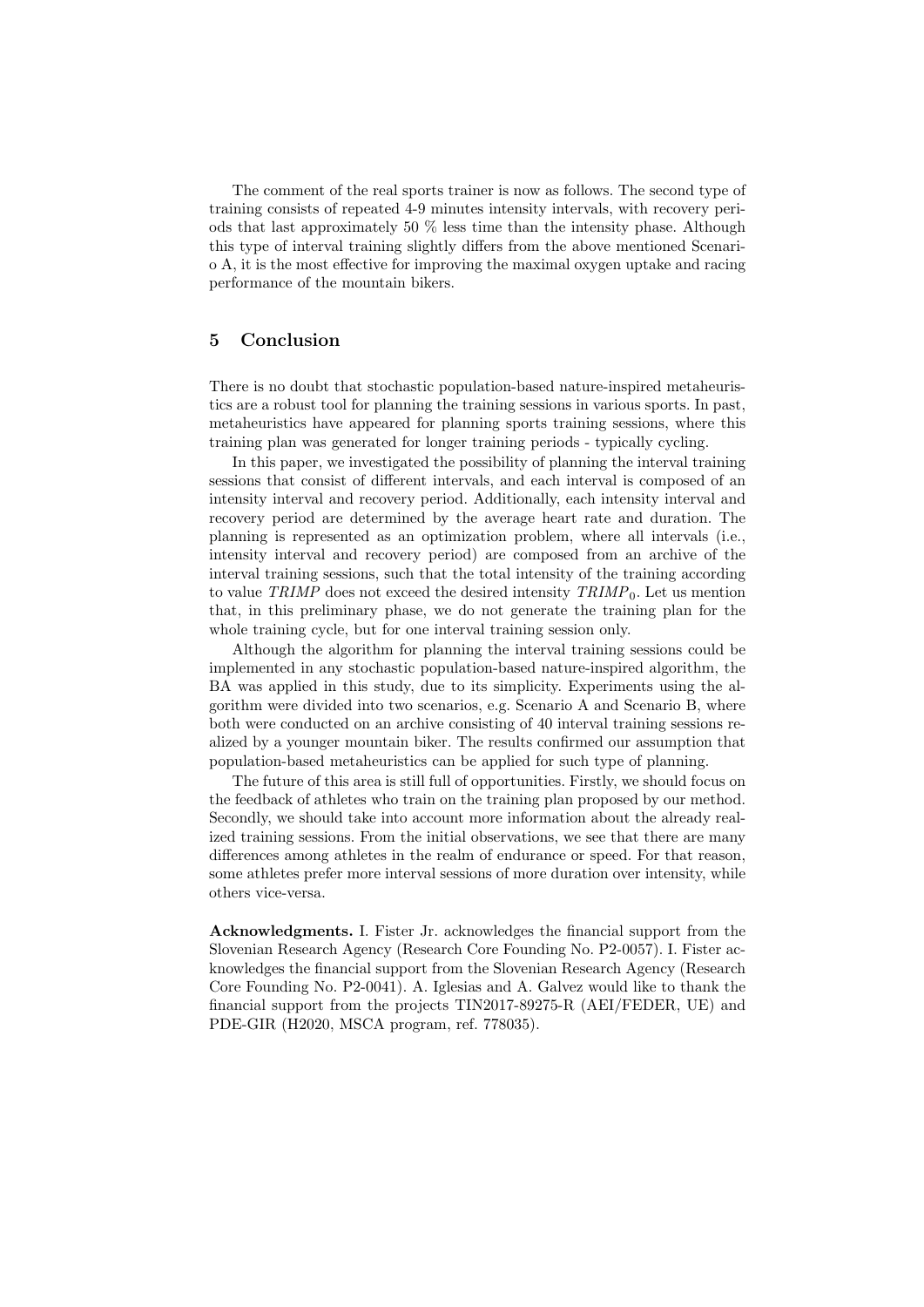The comment of the real sports trainer is now as follows. The second type of training consists of repeated 4-9 minutes intensity intervals, with recovery periods that last approximately 50 % less time than the intensity phase. Although this type of interval training slightly differs from the above mentioned Scenario A, it is the most effective for improving the maximal oxygen uptake and racing performance of the mountain bikers.

## 5 Conclusion

There is no doubt that stochastic population-based nature-inspired metaheuristics are a robust tool for planning the training sessions in various sports. In past, metaheuristics have appeared for planning sports training sessions, where this training plan was generated for longer training periods - typically cycling.

In this paper, we investigated the possibility of planning the interval training sessions that consist of different intervals, and each interval is composed of an intensity interval and recovery period. Additionally, each intensity interval and recovery period are determined by the average heart rate and duration. The planning is represented as an optimization problem, where all intervals (i.e., intensity interval and recovery period) are composed from an archive of the interval training sessions, such that the total intensity of the training according to value $TRIMP$ does not exceed the desired intensity $TRIMP_0$. Let us mention that, in this preliminary phase, we do not generate the training plan for the whole training cycle, but for one interval training session only.

Although the algorithm for planning the interval training sessions could be implemented in any stochastic population-based nature-inspired algorithm, the BA was applied in this study, due to its simplicity. Experiments using the algorithm were divided into two scenarios, e.g. Scenario A and Scenario B, where both were conducted on an archive consisting of 40 interval training sessions realized by a younger mountain biker. The results confirmed our assumption that population-based metaheuristics can be applied for such type of planning.

The future of this area is still full of opportunities. Firstly, we should focus on the feedback of athletes who train on the training plan proposed by our method. Secondly, we should take into account more information about the already realized training sessions. From the initial observations, we see that there are many differences among athletes in the realm of endurance or speed. For that reason, some athletes prefer more interval sessions of more duration over intensity, while others vice-versa.

**Acknowledgments.** I. Fister Jr. acknowledges the financial support from the Slovenian Research Agency (Research Core Founding No. P2-0057). I. Fister acknowledges the financial support from the Slovenian Research Agency (Research Core Founding No. P2-0041). A. Iglesias and A. Galvez would like to thank the financial support from the projects TIN2017-89275-R (AEI/FEDER, UE) and PDE-GIR (H2020, MSCA program, ref. 778035).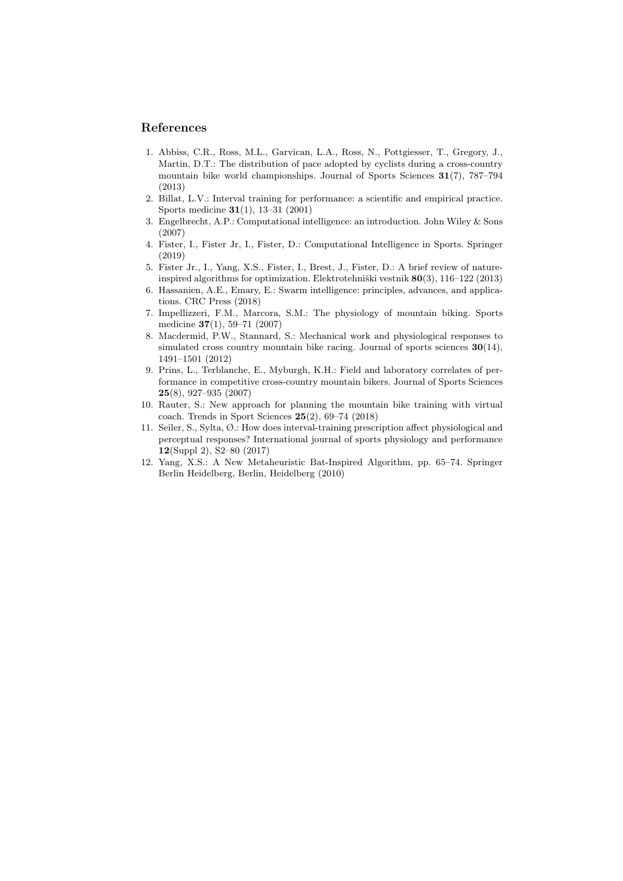## References

1. Abbiss, C.R., Ross, M.L., Garvican, L.A., Ross, N., Pottgiesser, T., Gregory, J., Martin, D.T.: The distribution of pace adopted by cyclists during a cross-country mountain bike world championships. Journal of Sports Sciences **31**(7), 787–794 (2013)
2. Billat, L.V.: Interval training for performance: a scientific and empirical practice. Sports medicine **31**(1), 13–31 (2001)
3. Engelbrecht, A.P.: Computational intelligence: an introduction. John Wiley & Sons (2007)
4. Fister, I., Fister Jr, I., Fister, D.: Computational Intelligence in Sports. Springer (2019)
5. Fister Jr., I., Yang, X.S., Fister, I., Brest, J., Fister, D.: A brief review of nature-inspired algorithms for optimization. Elektrotehniški vestnik **80**(3), 116–122 (2013)
6. Hassanien, A.E., Emary, E.: Swarm intelligence: principles, advances, and applications. CRC Press (2018)
7. Impellizzeri, F.M., Marcora, S.M.: The physiology of mountain biking. Sports medicine **37**(1), 59–71 (2007)
8. Macdermid, P.W., Stannard, S.: Mechanical work and physiological responses to simulated cross country mountain bike racing. Journal of sports sciences **30**(14), 1491–1501 (2012)
9. Prins, L., Terblanche, E., Myburgh, K.H.: Field and laboratory correlates of performance in competitive cross-country mountain bikers. Journal of Sports Sciences **25**(8), 927–935 (2007)
10. Rauter, S.: New approach for planning the mountain bike training with virtual coach. Trends in Sport Sciences **25**(2), 69–74 (2018)
11. Seiler, S., Sylta, Ø.: How does interval-training prescription affect physiological and perceptual responses? International journal of sports physiology and performance **12**(Suppl 2), S2–80 (2017)
12. Yang, X.S.: A New Metaheuristic Bat-Inspired Algorithm, pp. 65–74. Springer Berlin Heidelberg, Berlin, Heidelberg (2010)